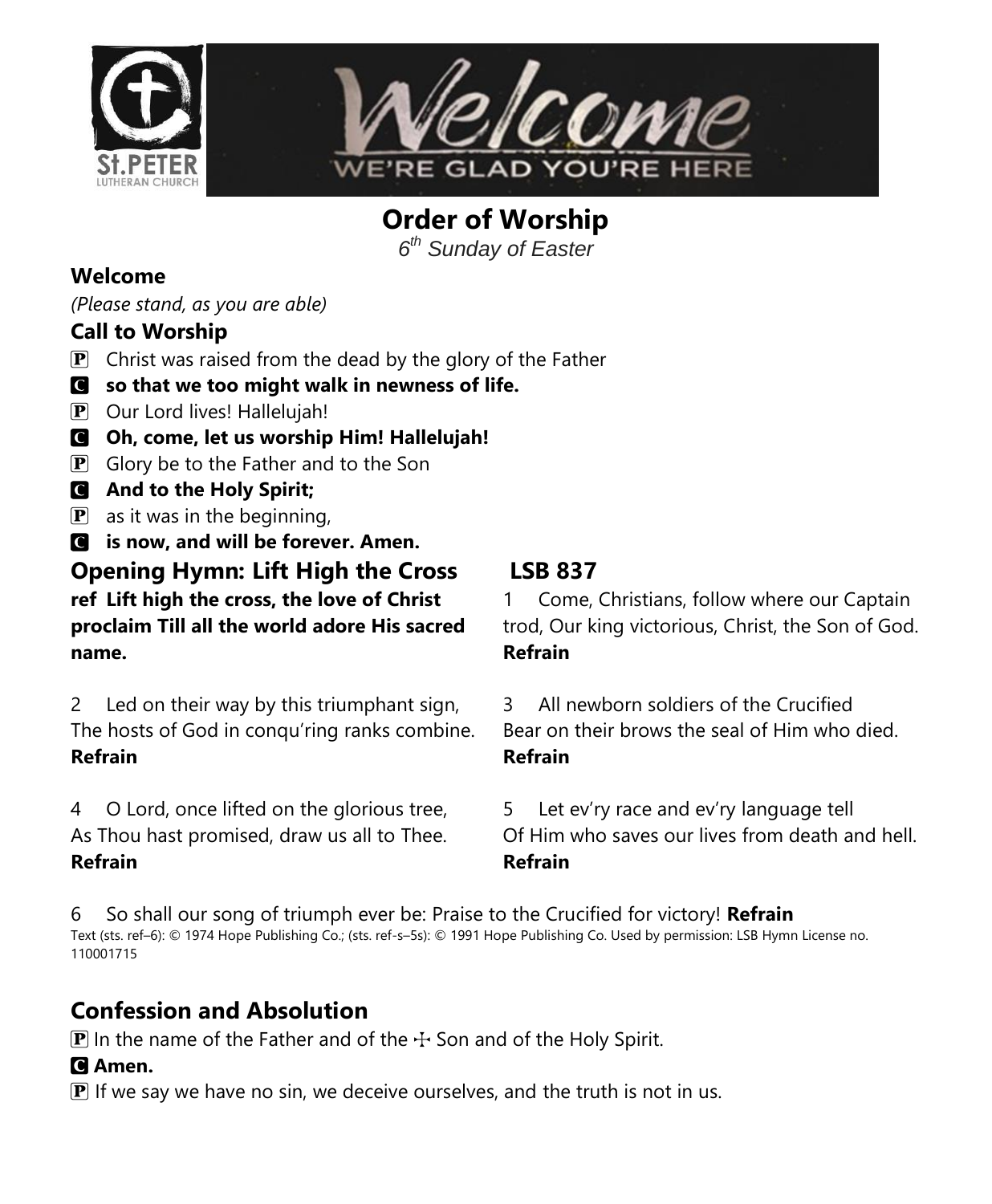# Order of Worship

*6th Sunday of Easter*

### Welcome

*(Please stand, as you are able)*

### Call to Worship

P Christ was raised from the dead by the glory of the Father

**C so that we too might walk in newness of life.**

P Our Lord lives! Hallelujah!

**C Oh, come, let us worship Him! Hallelujah!**

P Glory be to the Father and to the Son

**C And to the Holy Spirit;**

P as it was in the beginning,

**C is now, and will be forever. Amen.**

### Opening Hymn: Lift High the Cross LSB 837

**ref Lift high the cross, the love of Christ proclaim Till all the world adore His sacred name.**

1 Come, Christians, follow where our Captain trod, Our king victorious, Christ, the Son of God. **Refrain**

2 Led on their way by this triumphant sign, The hosts of God in conqu'ring ranks combine. **Refrain**

3 All newborn soldiers of the Crucified Bear on their brows the seal of Him who died. **Refrain**

4 O Lord, once lifted on the glorious tree, As Thou hast promised, draw us all to Thee. **Refrain**

5 Let ev'ry race and ev'ry language tell Of Him who saves our lives from death and hell. **Refrain**

6 So shall our song of triumph ever be: Praise to the Crucified for victory! **Refrain**

Text (sts. ref–6): © 1974 Hope Publishing Co.; (sts. ref-s–5s): © 1991 Hope Publishing Co. Used by permission: LSB Hymn License no. 110001715

## Confession and Absolution

P In the name of the Father and of the ☩ Son and of the Holy Spirit.

**C Amen.**

P If we say we have no sin, we deceive ourselves, and the truth is not in us.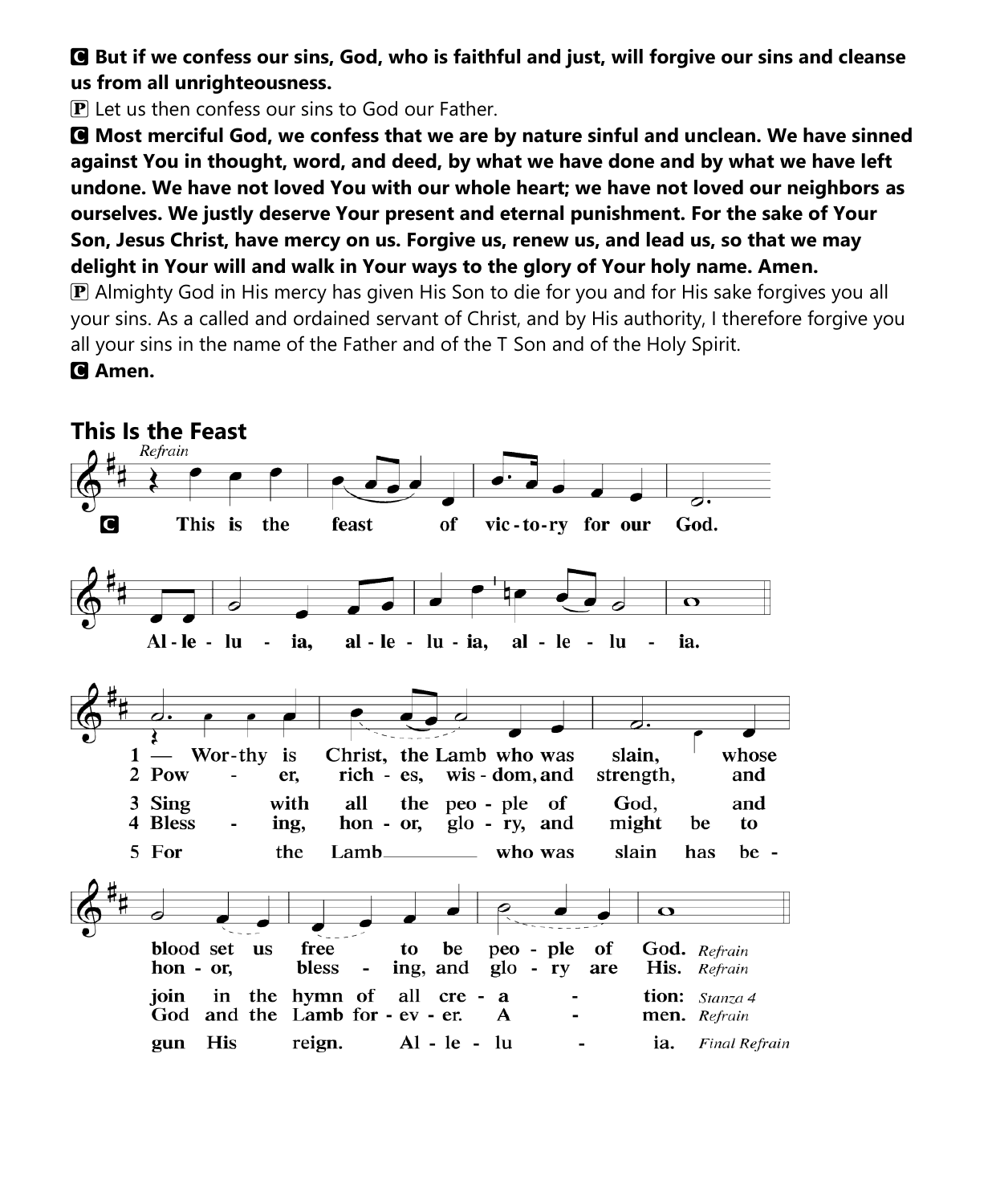**C But if we confess our sins, God, who is faithful and just, will forgive our sins and cleanse us from all unrighteousness.**

P Let us then confess our sins to God our Father.

**C Most merciful God, we confess that we are by nature sinful and unclean. We have sinned against You in thought, word, and deed, by what we have done and by what we have left undone. We have not loved You with our whole heart; we have not loved our neighbors as ourselves. We justly deserve Your present and eternal punishment. For the sake of Your Son, Jesus Christ, have mercy on us. Forgive us, renew us, and lead us, so that we may delight in Your will and walk in Your ways to the glory of Your holy name. Amen.**

P Almighty God in His mercy has given His Son to die for you and for His sake forgives you all your sins. As a called and ordained servant of Christ, and by His authority, I therefore forgive you all your sins in the name of the Father and of the T Son and of the Holy Spirit.

**C Amen.**

## This Is the Feast

*Refrain*

**C This is the feast of victory for our God. Alleluia, alleluia, alleluia.**

1 — Worthy is Christ, the Lamb who was slain, whose blood set us free to be people of God. *Refrain*

2 Power, riches, wisdom, and strength, and honor, blessing, and glory are His. *Refrain*

3 Sing with all the people of God, and join in the hymn of all creation: *Stanza 4*

4 Blessing, honor, glory, and might be to God and the Lamb forever. Amen. *Refrain*

5 For the Lamb who was slain has begun His reign. Alleluia. *Final Refrain*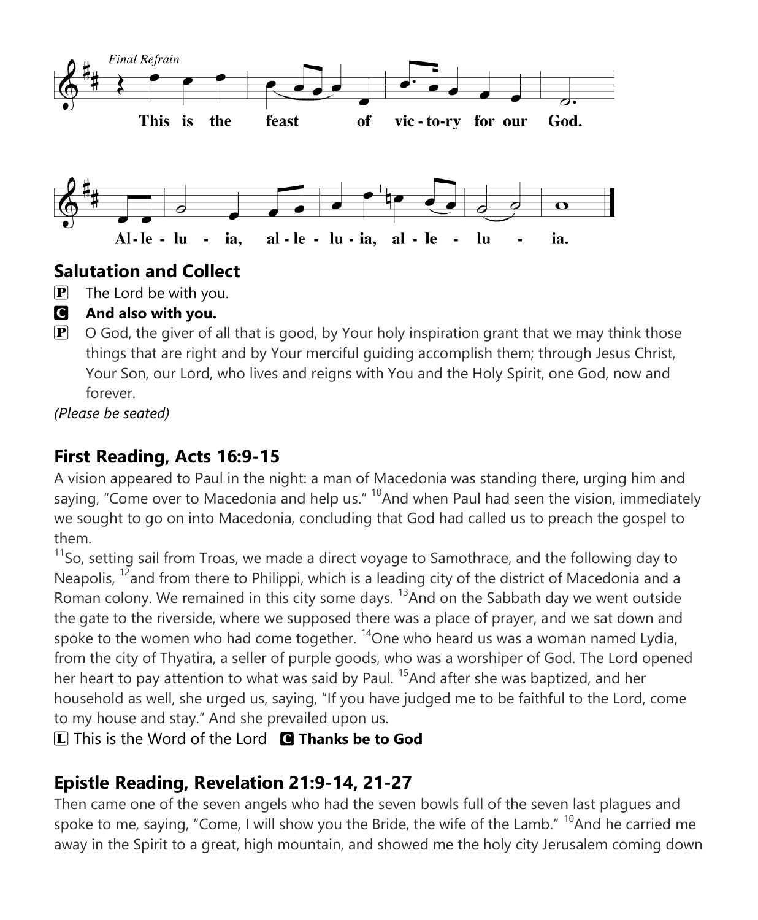*Final Refrain*

This is the feast of vic-to-ry for our God.

Al-le-lu-ia, al-le-lu-ia, al-le-lu-ia.

## Salutation and Collect

P The Lord be with you.

C **And also with you.**

P O God, the giver of all that is good, by Your holy inspiration grant that we may think those things that are right and by Your merciful guiding accomplish them; through Jesus Christ, Your Son, our Lord, who lives and reigns with You and the Holy Spirit, one God, now and forever.

*(Please be seated)*

## First Reading, Acts 16:9-15

A vision appeared to Paul in the night: a man of Macedonia was standing there, urging him and saying, "Come over to Macedonia and help us." [10]And when Paul had seen the vision, immediately we sought to go on into Macedonia, concluding that God had called us to preach the gospel to them.

[11]So, setting sail from Troas, we made a direct voyage to Samothrace, and the following day to Neapolis, [12]and from there to Philippi, which is a leading city of the district of Macedonia and a Roman colony. We remained in this city some days. [13]And on the Sabbath day we went outside the gate to the riverside, where we supposed there was a place of prayer, and we sat down and spoke to the women who had come together. [14]One who heard us was a woman named Lydia, from the city of Thyatira, a seller of purple goods, who was a worshiper of God. The Lord opened her heart to pay attention to what was said by Paul. [15]And after she was baptized, and her household as well, she urged us, saying, "If you have judged me to be faithful to the Lord, come to my house and stay." And she prevailed upon us.

L This is the Word of the Lord C **Thanks be to God**

## Epistle Reading, Revelation 21:9-14, 21-27

Then came one of the seven angels who had the seven bowls full of the seven last plagues and spoke to me, saying, "Come, I will show you the Bride, the wife of the Lamb." [10]And he carried me away in the Spirit to a great, high mountain, and showed me the holy city Jerusalem coming down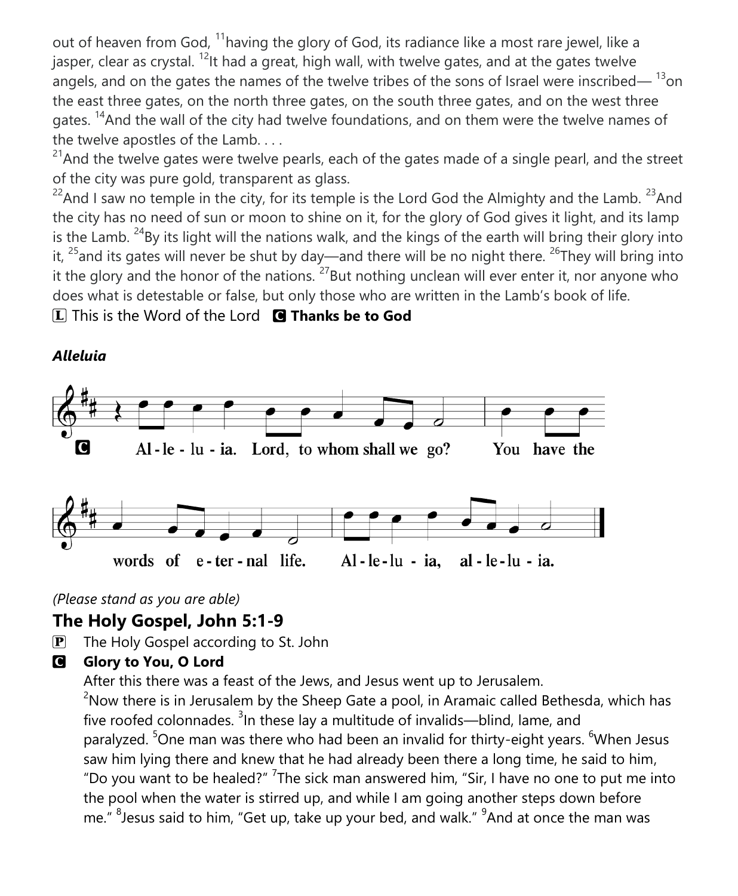out of heaven from God, [11]having the glory of God, its radiance like a most rare jewel, like a jasper, clear as crystal. [12]It had a great, high wall, with twelve gates, and at the gates twelve angels, and on the gates the names of the twelve tribes of the sons of Israel were inscribed— [13]on the east three gates, on the north three gates, on the south three gates, and on the west three gates. [14]And the wall of the city had twelve foundations, and on them were the twelve names of the twelve apostles of the Lamb. . . .

[21]And the twelve gates were twelve pearls, each of the gates made of a single pearl, and the street of the city was pure gold, transparent as glass.

[22]And I saw no temple in the city, for its temple is the Lord God the Almighty and the Lamb. [23]And the city has no need of sun or moon to shine on it, for the glory of God gives it light, and its lamp is the Lamb. [24]By its light will the nations walk, and the kings of the earth will bring their glory into it, [25]and its gates will never be shut by day—and there will be no night there. [26]They will bring into it the glory and the honor of the nations. [27]But nothing unclean will ever enter it, nor anyone who does what is detestable or false, but only those who are written in the Lamb's book of life.

L This is the Word of the Lord **C Thanks be to God**

***Alleluia***

C Al-le-lu-ia. Lord, to whom shall we go? You have the words of e-ter-nal life. Al-le-lu-ia, al-le-lu-ia.

*(Please stand as you are able)*

## The Holy Gospel, John 5:1-9

P The Holy Gospel according to St. John

C **Glory to You, O Lord**

After this there was a feast of the Jews, and Jesus went up to Jerusalem. [2]Now there is in Jerusalem by the Sheep Gate a pool, in Aramaic called Bethesda, which has five roofed colonnades. [3]In these lay a multitude of invalids—blind, lame, and paralyzed. [5]One man was there who had been an invalid for thirty-eight years. [6]When Jesus saw him lying there and knew that he had already been there a long time, he said to him, "Do you want to be healed?" [7]The sick man answered him, "Sir, I have no one to put me into the pool when the water is stirred up, and while I am going another steps down before me." [8]Jesus said to him, "Get up, take up your bed, and walk." [9]And at once the man was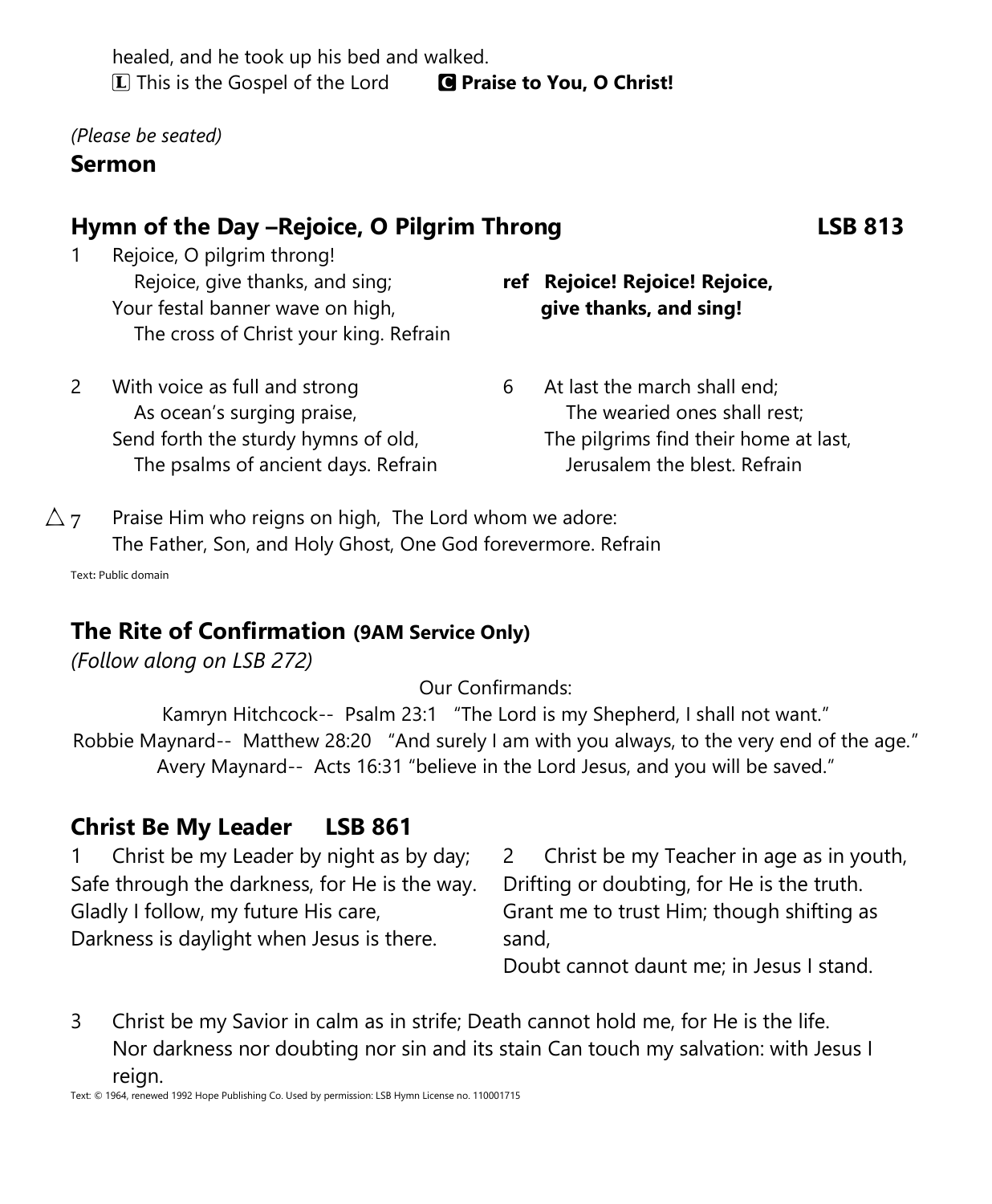healed, and he took up his bed and walked.

L This is the Gospel of the Lord **C Praise to You, O Christ!**

*(Please be seated)*

## Sermon

## Hymn of the Day –Rejoice, O Pilgrim Throng LSB 813

1 Rejoice, O pilgrim throng!
Rejoice, give thanks, and sing;
Your festal banner wave on high,
The cross of Christ your king. Refrain

**ref Rejoice! Rejoice! Rejoice, give thanks, and sing!**

2 With voice as full and strong
As ocean's surging praise,
Send forth the sturdy hymns of old,
The psalms of ancient days. Refrain

6 At last the march shall end;
The wearied ones shall rest;
The pilgrims find their home at last,
Jerusalem the blest. Refrain

△ 7 Praise Him who reigns on high, The Lord whom we adore:
The Father, Son, and Holy Ghost, One God forevermore. Refrain

Text: Public domain

## The Rite of Confirmation (9AM Service Only)

*(Follow along on LSB 272)*

Our Confirmands:

Kamryn Hitchcock-- Psalm 23:1 "The Lord is my Shepherd, I shall not want."

Robbie Maynard-- Matthew 28:20 "And surely I am with you always, to the very end of the age."

Avery Maynard-- Acts 16:31 "believe in the Lord Jesus, and you will be saved."

## Christ Be My Leader LSB 861

1 Christ be my Leader by night as by day;
Safe through the darkness, for He is the way.
Gladly I follow, my future His care,
Darkness is daylight when Jesus is there.

2 Christ be my Teacher in age as in youth,
Drifting or doubting, for He is the truth.
Grant me to trust Him; though shifting as sand,
Doubt cannot daunt me; in Jesus I stand.

3 Christ be my Savior in calm as in strife; Death cannot hold me, for He is the life.
Nor darkness nor doubting nor sin and its stain Can touch my salvation: with Jesus I reign.

Text: © 1964, renewed 1992 Hope Publishing Co. Used by permission: LSB Hymn License no. 110001715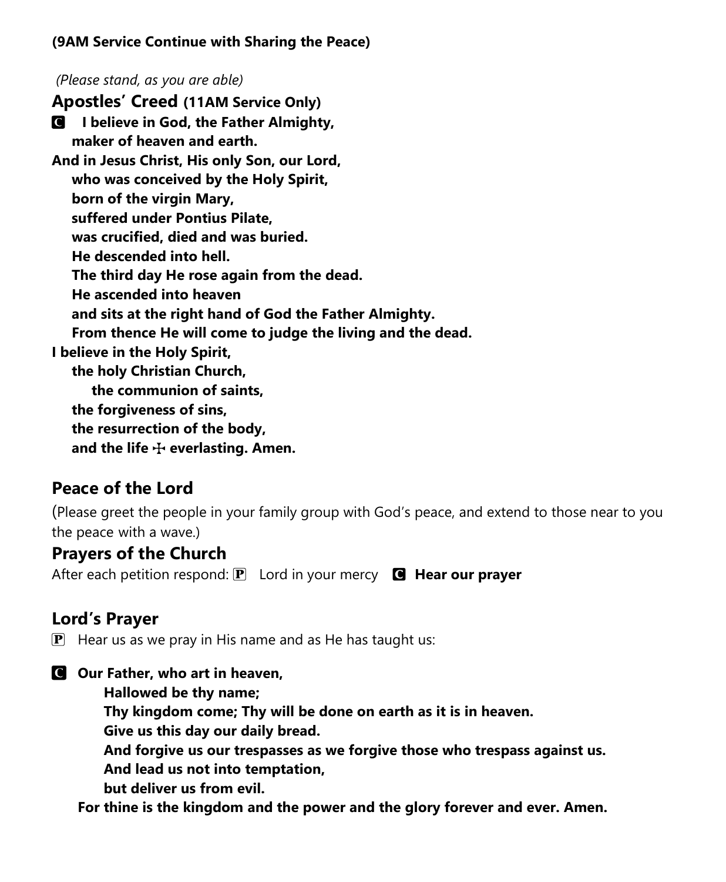**(9AM Service Continue with Sharing the Peace)**

*(Please stand, as you are able)*

## Apostles' Creed (11AM Service Only)

C **I believe in God, the Father Almighty,**
**maker of heaven and earth.**
**And in Jesus Christ, His only Son, our Lord,**
**who was conceived by the Holy Spirit,**
**born of the virgin Mary,**
**suffered under Pontius Pilate,**
**was crucified, died and was buried.**
**He descended into hell.**
**The third day He rose again from the dead.**
**He ascended into heaven**
**and sits at the right hand of God the Father Almighty.**
**From thence He will come to judge the living and the dead.**
**I believe in the Holy Spirit,**
**the holy Christian Church,**
**the communion of saints,**
**the forgiveness of sins,**
**the resurrection of the body,**
**and the life ☩ everlasting. Amen.**

## Peace of the Lord

(Please greet the people in your family group with God's peace, and extend to those near to you the peace with a wave.)

## Prayers of the Church

After each petition respond: P Lord in your mercy C **Hear our prayer**

## Lord's Prayer

P Hear us as we pray in His name and as He has taught us:

C **Our Father, who art in heaven,**
**Hallowed be thy name;**
**Thy kingdom come; Thy will be done on earth as it is in heaven.**
**Give us this day our daily bread.**
**And forgive us our trespasses as we forgive those who trespass against us.**
**And lead us not into temptation,**
**but deliver us from evil.**
**For thine is the kingdom and the power and the glory forever and ever. Amen.**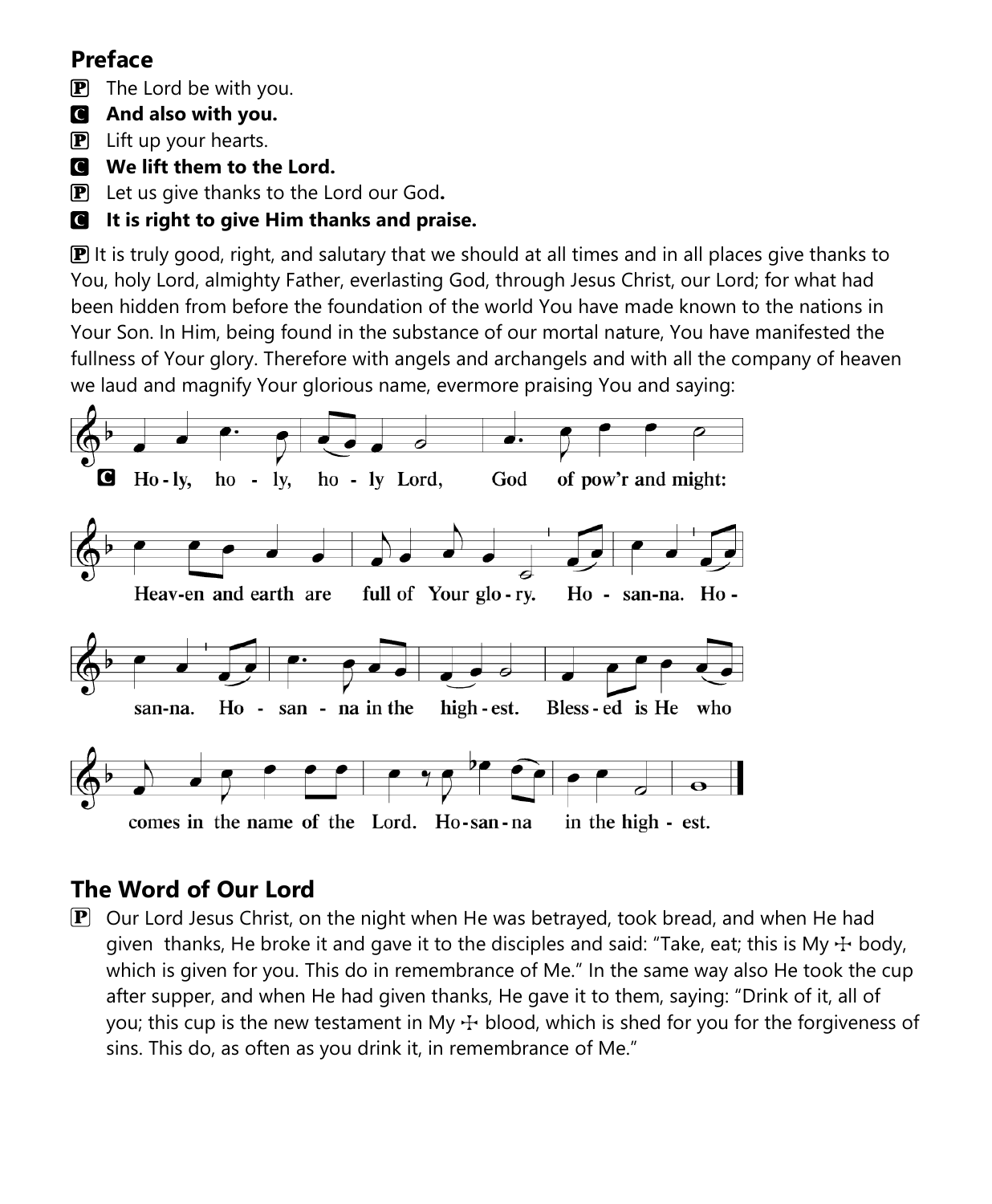## Preface

P The Lord be with you.

C **And also with you.**

P Lift up your hearts.

C **We lift them to the Lord.**

P Let us give thanks to the Lord our God**.**

C **It is right to give Him thanks and praise.**

P It is truly good, right, and salutary that we should at all times and in all places give thanks to You, holy Lord, almighty Father, everlasting God, through Jesus Christ, our Lord; for what had been hidden from before the foundation of the world You have made known to the nations in Your Son. In Him, being found in the substance of our mortal nature, You have manifested the fullness of Your glory. Therefore with angels and archangels and with all the company of heaven we laud and magnify Your glorious name, evermore praising You and saying:

C **Ho-ly, ho-ly, ho-ly Lord, God of pow'r and might: Heav-en and earth are full of Your glo-ry. Ho-san-na. Ho-san-na. Ho-san-na in the high-est. Bless-ed is He who comes in the name of the Lord. Ho-san-na in the high-est.**

## The Word of Our Lord

P Our Lord Jesus Christ, on the night when He was betrayed, took bread, and when He had given thanks, He broke it and gave it to the disciples and said: "Take, eat; this is My ☩ body, which is given for you. This do in remembrance of Me." In the same way also He took the cup after supper, and when He had given thanks, He gave it to them, saying: "Drink of it, all of you; this cup is the new testament in My ☩ blood, which is shed for you for the forgiveness of sins. This do, as often as you drink it, in remembrance of Me."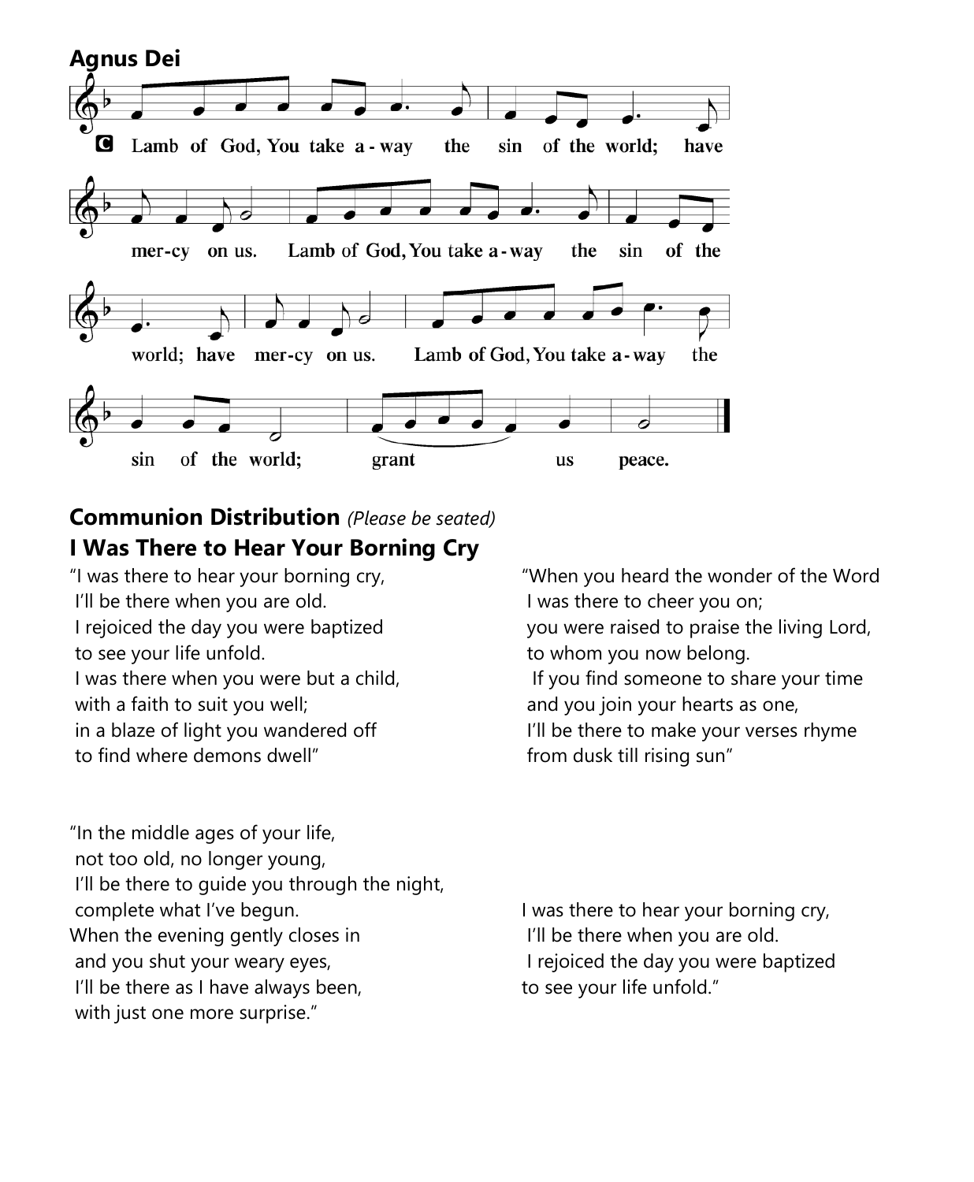## Agnus Dei

**C** Lamb of God, You take away the sin of the world; have mercy on us. Lamb of God, You take away the sin of the world; have mercy on us. Lamb of God, You take away the sin of the world; grant us peace.

## Communion Distribution *(Please be seated)*

## I Was There to Hear Your Borning Cry

"I was there to hear your borning cry,
I'll be there when you are old.
I rejoiced the day you were baptized
to see your life unfold.
I was there when you were but a child,
with a faith to suit you well;
in a blaze of light you wandered off
to find where demons dwell"

"When you heard the wonder of the Word
I was there to cheer you on;
you were raised to praise the living Lord,
to whom you now belong.
If you find someone to share your time
and you join your hearts as one,
I'll be there to make your verses rhyme
from dusk till rising sun"

"In the middle ages of your life,
not too old, no longer young,
I'll be there to guide you through the night,
complete what I've begun.
When the evening gently closes in
and you shut your weary eyes,
I'll be there as I have always been,
with just one more surprise."

I was there to hear your borning cry,
I'll be there when you are old.
I rejoiced the day you were baptized
to see your life unfold."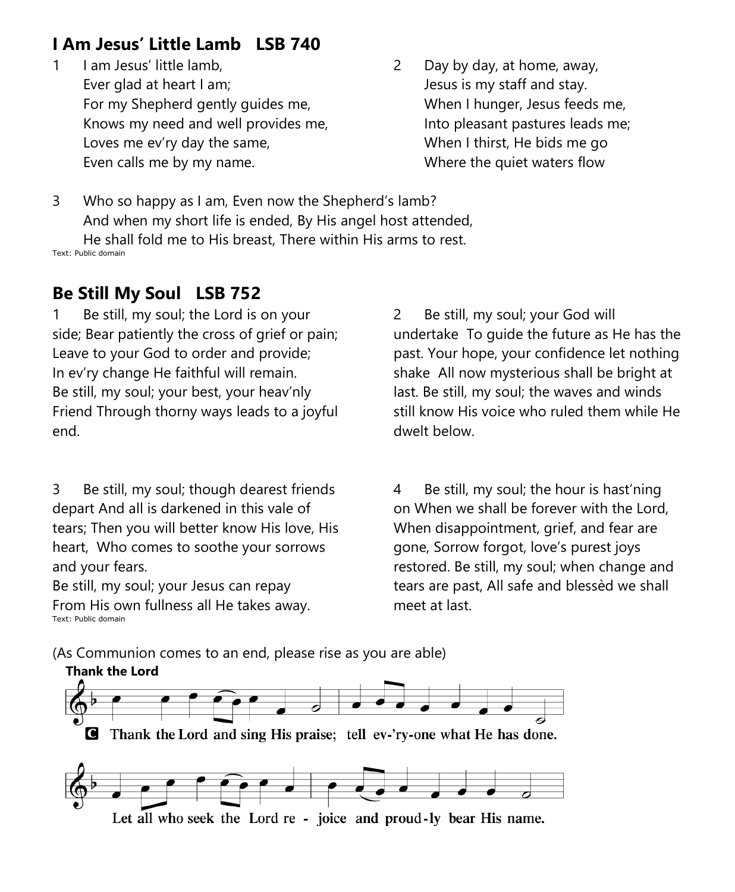## I Am Jesus' Little Lamb LSB 740

1 I am Jesus' little lamb,
Ever glad at heart I am;
For my Shepherd gently guides me,
Knows my need and well provides me,
Loves me ev'ry day the same,
Even calls me by my name.

2 Day by day, at home, away,
Jesus is my staff and stay.
When I hunger, Jesus feeds me,
Into pleasant pastures leads me;
When I thirst, He bids me go
Where the quiet waters flow

3 Who so happy as I am, Even now the Shepherd's lamb?
And when my short life is ended, By His angel host attended,
He shall fold me to His breast, There within His arms to rest.

Text: Public domain

## Be Still My Soul LSB 752

1 Be still, my soul; the Lord is on your side; Bear patiently the cross of grief or pain; Leave to your God to order and provide; In ev'ry change He faithful will remain. Be still, my soul; your best, your heav'nly Friend Through thorny ways leads to a joyful end.

2 Be still, my soul; your God will undertake To guide the future as He has the past. Your hope, your confidence let nothing shake All now mysterious shall be bright at last. Be still, my soul; the waves and winds still know His voice who ruled them while He dwelt below.

3 Be still, my soul; though dearest friends depart And all is darkened in this vale of tears; Then you will better know His love, His heart, Who comes to soothe your sorrows and your fears.
Be still, my soul; your Jesus can repay
From His own fullness all He takes away.

4 Be still, my soul; the hour is hast'ning on When we shall be forever with the Lord, When disappointment, grief, and fear are gone, Sorrow forgot, love's purest joys restored. Be still, my soul; when change and tears are past, All safe and blessèd we shall meet at last.

Text: Public domain

(As Communion comes to an end, please rise as you are able)

**Thank the Lord**

**C** Thank the Lord and sing His praise; tell ev-'ry-one what He has done.
Let all who seek the Lord re - joice and proud-ly bear His name.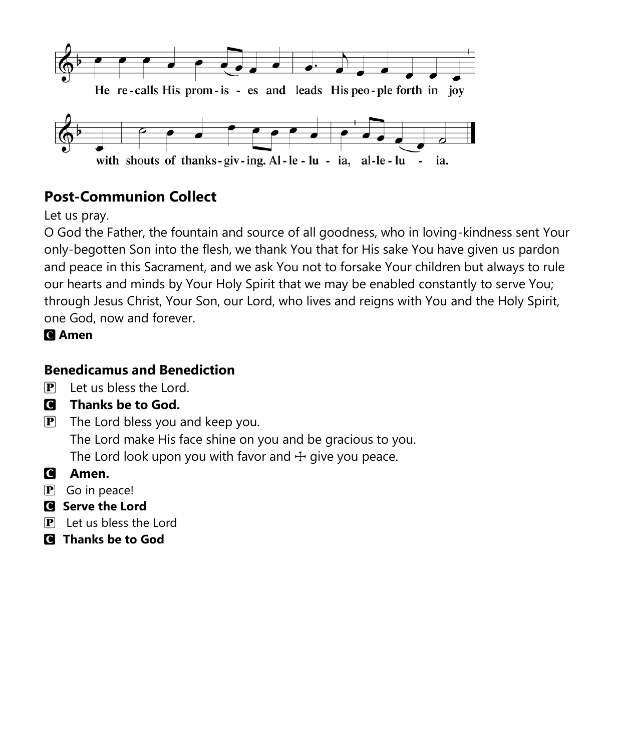He re-calls His prom-is - es and leads His peo-ple forth in joy

with shouts of thanks-giv-ing. Al-le-lu - ia, al-le-lu - ia.

## Post-Communion Collect

Let us pray.

O God the Father, the fountain and source of all goodness, who in loving-kindness sent Your only-begotten Son into the flesh, we thank You that for His sake You have given us pardon and peace in this Sacrament, and we ask You not to forsake Your children but always to rule our hearts and minds by Your Holy Spirit that we may be enabled constantly to serve You; through Jesus Christ, Your Son, our Lord, who lives and reigns with You and the Holy Spirit, one God, now and forever.

**C Amen**

### Benedicamus and Benediction

P Let us bless the Lord.

**C Thanks be to God.**

P The Lord bless you and keep you.
The Lord make His face shine on you and be gracious to you.
The Lord look upon you with favor and ☩ give you peace.

**C Amen.**

P Go in peace!

**C Serve the Lord**

P Let us bless the Lord

**C Thanks be to God**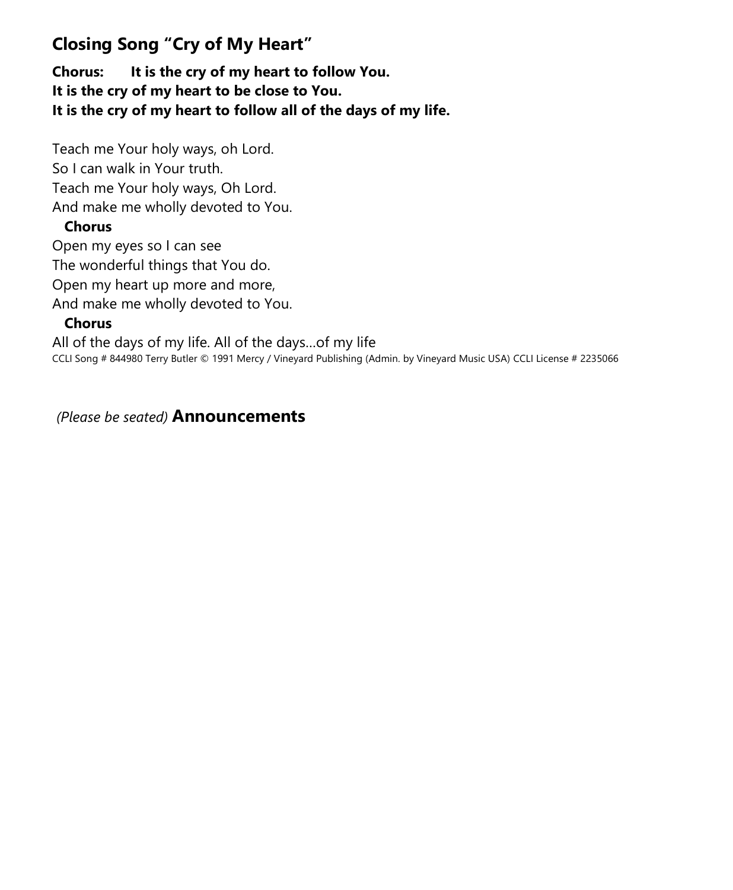## Closing Song "Cry of My Heart"

**Chorus: It is the cry of my heart to follow You.**
**It is the cry of my heart to be close to You.**
**It is the cry of my heart to follow all of the days of my life.**

Teach me Your holy ways, oh Lord.
So I can walk in Your truth.
Teach me Your holy ways, Oh Lord.
And make me wholly devoted to You.
**Chorus**
Open my eyes so I can see
The wonderful things that You do.
Open my heart up more and more,
And make me wholly devoted to You.
**Chorus**
All of the days of my life. All of the days…of my life
CCLI Song # 844980 Terry Butler © 1991 Mercy / Vineyard Publishing (Admin. by Vineyard Music USA) CCLI License # 2235066

*(Please be seated)* **Announcements**